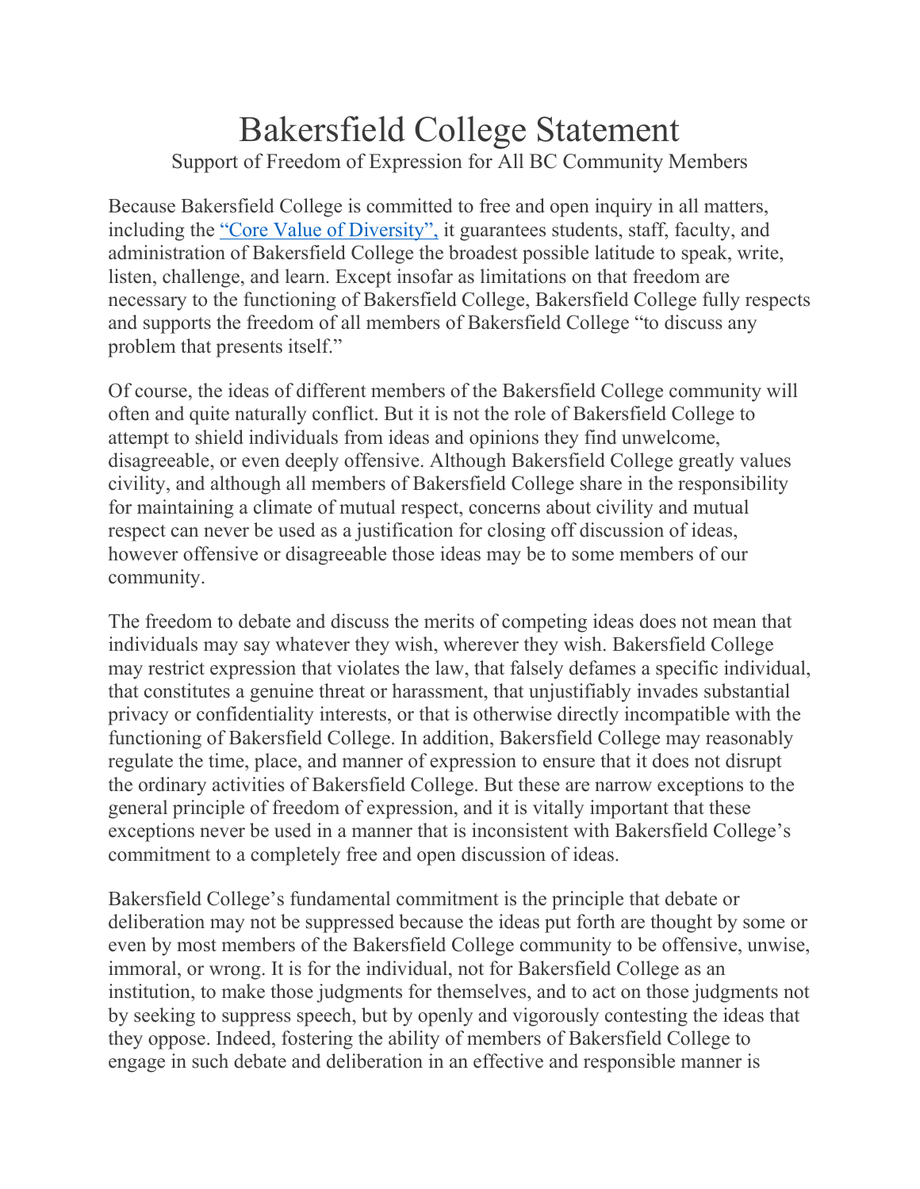# Bakersfield College Statement

Support of Freedom of Expression for All BC Community Members

Because Bakersfield College is committed to free and open inquiry in all matters, including the [“Core Value of Diversity”,](#) it guarantees students, staff, faculty, and administration of Bakersfield College the broadest possible latitude to speak, write, listen, challenge, and learn. Except insofar as limitations on that freedom are necessary to the functioning of Bakersfield College, Bakersfield College fully respects and supports the freedom of all members of Bakersfield College “to discuss any problem that presents itself.”

Of course, the ideas of different members of the Bakersfield College community will often and quite naturally conflict. But it is not the role of Bakersfield College to attempt to shield individuals from ideas and opinions they find unwelcome, disagreeable, or even deeply offensive. Although Bakersfield College greatly values civility, and although all members of Bakersfield College share in the responsibility for maintaining a climate of mutual respect, concerns about civility and mutual respect can never be used as a justification for closing off discussion of ideas, however offensive or disagreeable those ideas may be to some members of our community.

The freedom to debate and discuss the merits of competing ideas does not mean that individuals may say whatever they wish, wherever they wish. Bakersfield College may restrict expression that violates the law, that falsely defames a specific individual, that constitutes a genuine threat or harassment, that unjustifiably invades substantial privacy or confidentiality interests, or that is otherwise directly incompatible with the functioning of Bakersfield College. In addition, Bakersfield College may reasonably regulate the time, place, and manner of expression to ensure that it does not disrupt the ordinary activities of Bakersfield College. But these are narrow exceptions to the general principle of freedom of expression, and it is vitally important that these exceptions never be used in a manner that is inconsistent with Bakersfield College’s commitment to a completely free and open discussion of ideas.

Bakersfield College’s fundamental commitment is the principle that debate or deliberation may not be suppressed because the ideas put forth are thought by some or even by most members of the Bakersfield College community to be offensive, unwise, immoral, or wrong. It is for the individual, not for Bakersfield College as an institution, to make those judgments for themselves, and to act on those judgments not by seeking to suppress speech, but by openly and vigorously contesting the ideas that they oppose. Indeed, fostering the ability of members of Bakersfield College to engage in such debate and deliberation in an effective and responsible manner is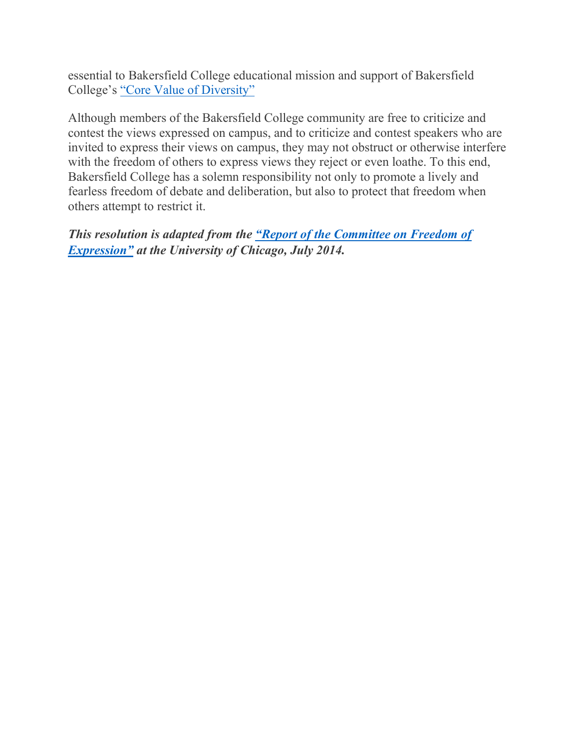essential to Bakersfield College educational mission and support of Bakersfield College's "Core Value of Diversity"

Although members of the Bakersfield College community are free to criticize and contest the views expressed on campus, and to criticize and contest speakers who are invited to express their views on campus, they may not obstruct or otherwise interfere with the freedom of others to express views they reject or even loathe. To this end, Bakersfield College has a solemn responsibility not only to promote a lively and fearless freedom of debate and deliberation, but also to protect that freedom when others attempt to restrict it.

***This resolution is adapted from the "Report of the Committee on Freedom of Expression" at the University of Chicago, July 2014.***